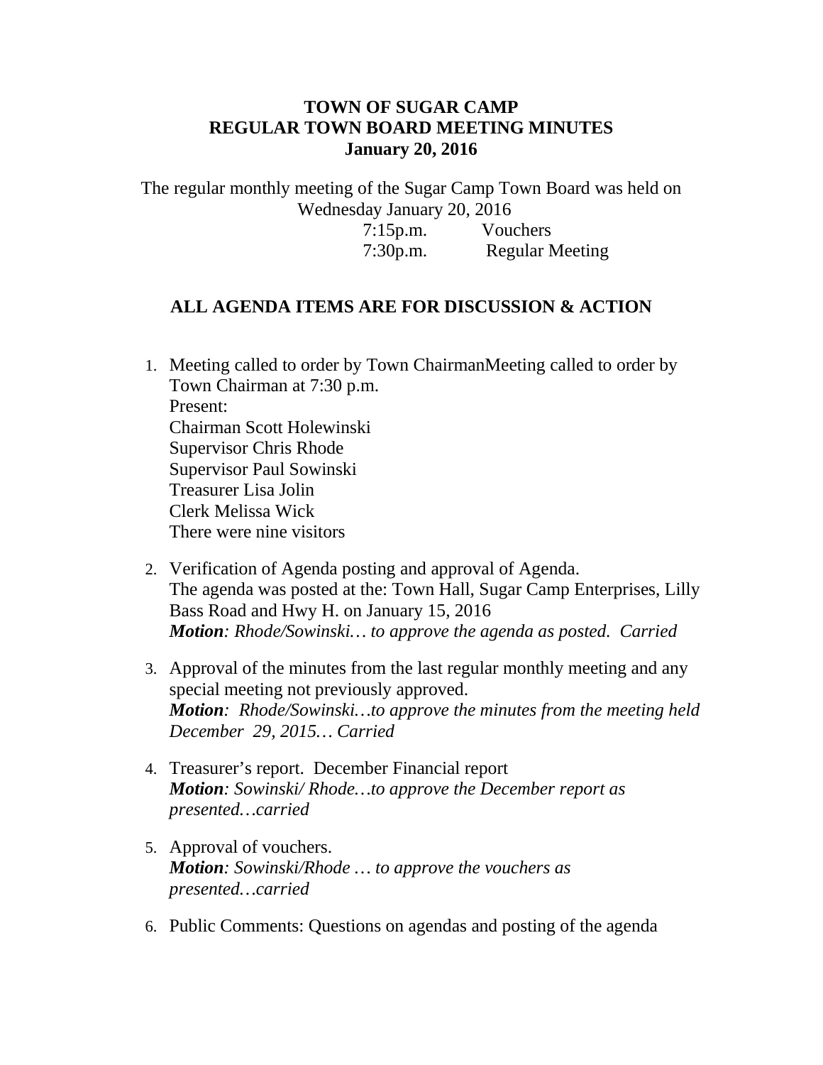# TOWN OF SUGAR CAMP
## REGULAR TOWN BOARD MEETING MINUTES
## January 20, 2016

The regular monthly meeting of the Sugar Camp Town Board was held on Wednesday January 20, 2016

7:15p.m. Vouchers
7:30p.m. Regular Meeting

### ALL AGENDA ITEMS ARE FOR DISCUSSION & ACTION

1. Meeting called to order by Town ChairmanMeeting called to order by Town Chairman at 7:30 p.m.
   Present:
   Chairman Scott Holewinski
   Supervisor Chris Rhode
   Supervisor Paul Sowinski
   Treasurer Lisa Jolin
   Clerk Melissa Wick
   There were nine visitors

2. Verification of Agenda posting and approval of Agenda.
   The agenda was posted at the: Town Hall, Sugar Camp Enterprises, Lilly Bass Road and Hwy H. on January 15, 2016
   ***Motion**: Rhode/Sowinski… to approve the agenda as posted. Carried*

3. Approval of the minutes from the last regular monthly meeting and any special meeting not previously approved.
   ***Motion**: Rhode/Sowinski…to approve the minutes from the meeting held December 29, 2015… Carried*

4. Treasurer's report. December Financial report
   ***Motion**: Sowinski/ Rhode…to approve the December report as presented…carried*

5. Approval of vouchers.
   ***Motion**: Sowinski/Rhode … to approve the vouchers as presented…carried*

6. Public Comments: Questions on agendas and posting of the agenda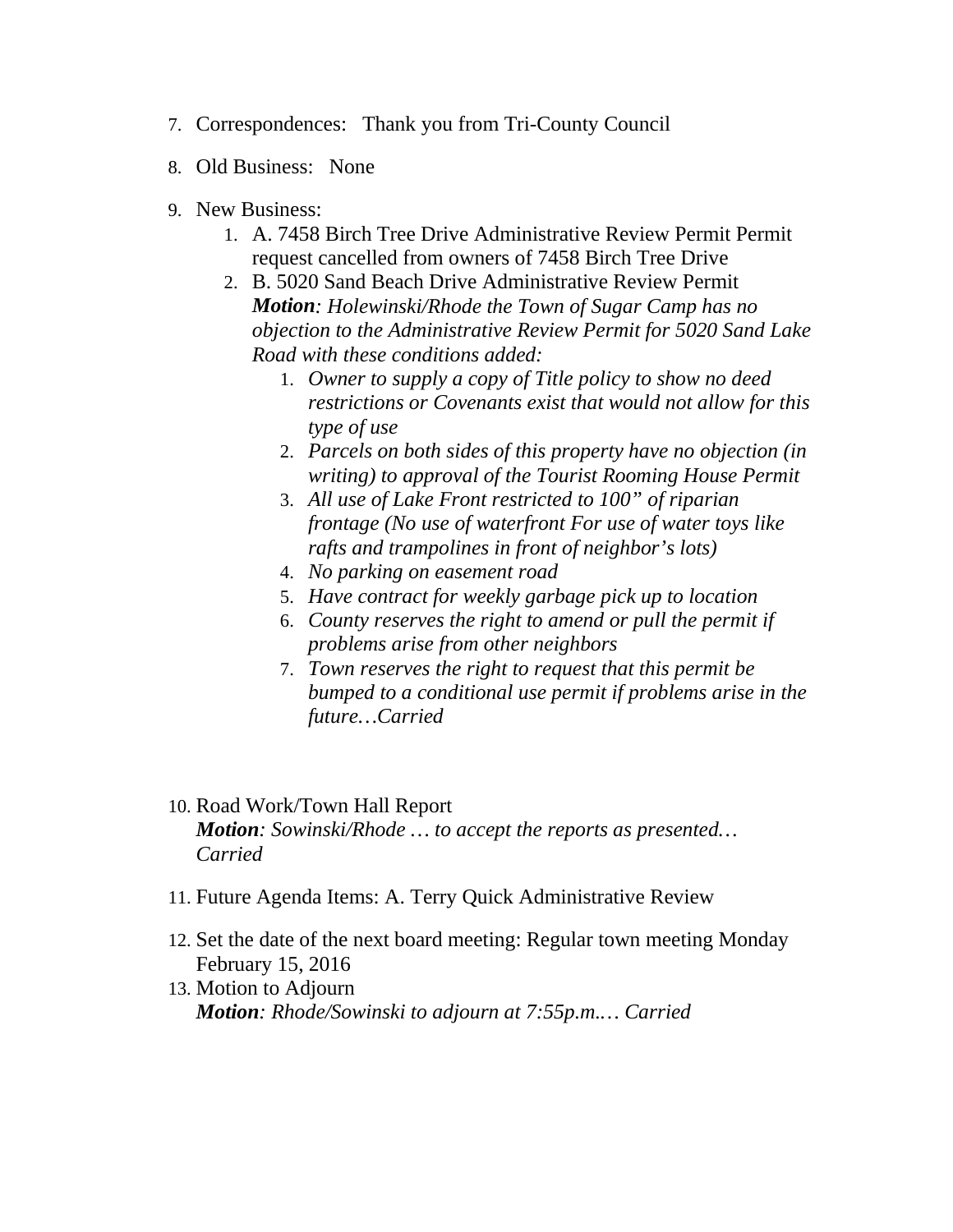7. Correspondences:   Thank you from Tri-County Council

8. Old Business:   None

9. New Business:
    1. A. 7458 Birch Tree Drive Administrative Review Permit Permit request cancelled from owners of 7458 Birch Tree Drive
    2. B. 5020 Sand Beach Drive Administrative Review Permit
       ***Motion**: Holewinski/Rhode the Town of Sugar Camp has no objection to the Administrative Review Permit for 5020 Sand Lake Road with these conditions added:*
        1. *Owner to supply a copy of Title policy to show no deed restrictions or Covenants exist that would not allow for this type of use*
        2. *Parcels on both sides of this property have no objection (in writing) to approval of the Tourist Rooming House Permit*
        3. *All use of Lake Front restricted to 100" of riparian frontage (No use of waterfront For use of water toys like rafts and trampolines in front of neighbor's lots)*
        4. *No parking on easement road*
        5. *Have contract for weekly garbage pick up to location*
        6. *County reserves the right to amend or pull the permit if problems arise from other neighbors*
        7. *Town reserves the right to request that this permit be bumped to a conditional use permit if problems arise in the future…Carried*

10. Road Work/Town Hall Report
    ***Motion**: Sowinski/Rhode … to accept the reports as presented… Carried*

11. Future Agenda Items: A. Terry Quick Administrative Review

12. Set the date of the next board meeting: Regular town meeting Monday February 15, 2016

13. Motion to Adjourn
    ***Motion**: Rhode/Sowinski to adjourn at 7:55p.m.… Carried*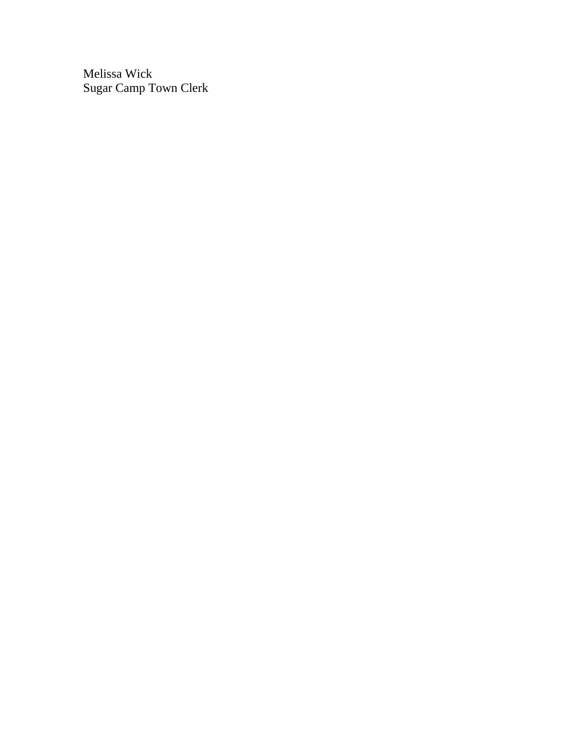Melissa Wick
Sugar Camp Town Clerk